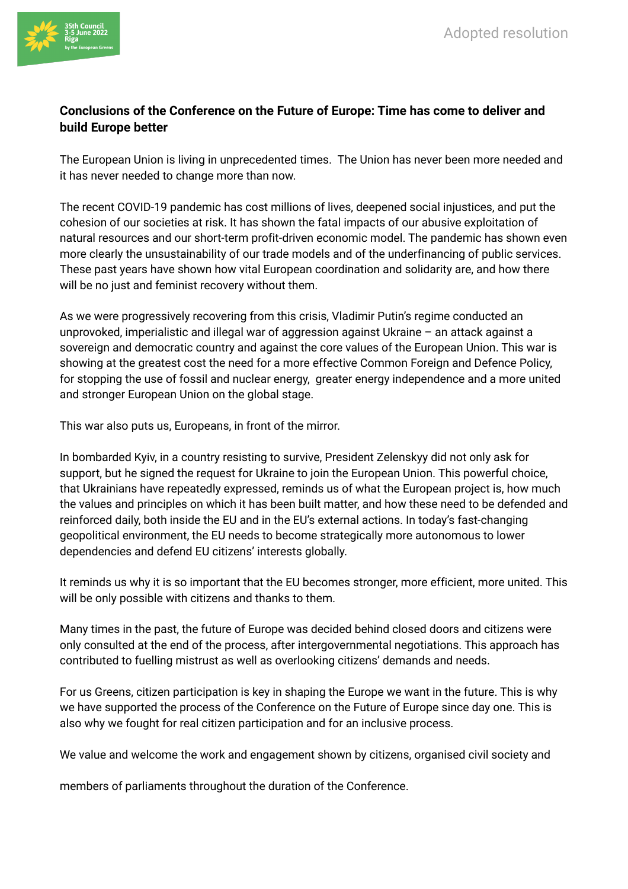Adopted resolution

## Conclusions of the Conference on the Future of Europe: Time has come to deliver and build Europe better

The European Union is living in unprecedented times. The Union has never been more needed and it has never needed to change more than now.

The recent COVID-19 pandemic has cost millions of lives, deepened social injustices, and put the cohesion of our societies at risk. It has shown the fatal impacts of our abusive exploitation of natural resources and our short-term profit-driven economic model. The pandemic has shown even more clearly the unsustainability of our trade models and of the underfinancing of public services. These past years have shown how vital European coordination and solidarity are, and how there will be no just and feminist recovery without them.

As we were progressively recovering from this crisis, Vladimir Putin's regime conducted an unprovoked, imperialistic and illegal war of aggression against Ukraine – an attack against a sovereign and democratic country and against the core values of the European Union. This war is showing at the greatest cost the need for a more effective Common Foreign and Defence Policy, for stopping the use of fossil and nuclear energy, greater energy independence and a more united and stronger European Union on the global stage.

This war also puts us, Europeans, in front of the mirror.

In bombarded Kyiv, in a country resisting to survive, President Zelenskyy did not only ask for support, but he signed the request for Ukraine to join the European Union. This powerful choice, that Ukrainians have repeatedly expressed, reminds us of what the European project is, how much the values and principles on which it has been built matter, and how these need to be defended and reinforced daily, both inside the EU and in the EU's external actions. In today's fast-changing geopolitical environment, the EU needs to become strategically more autonomous to lower dependencies and defend EU citizens' interests globally.

It reminds us why it is so important that the EU becomes stronger, more efficient, more united. This will be only possible with citizens and thanks to them.

Many times in the past, the future of Europe was decided behind closed doors and citizens were only consulted at the end of the process, after intergovernmental negotiations. This approach has contributed to fuelling mistrust as well as overlooking citizens' demands and needs.

For us Greens, citizen participation is key in shaping the Europe we want in the future. This is why we have supported the process of the Conference on the Future of Europe since day one. This is also why we fought for real citizen participation and for an inclusive process.

We value and welcome the work and engagement shown by citizens, organised civil society and members of parliaments throughout the duration of the Conference.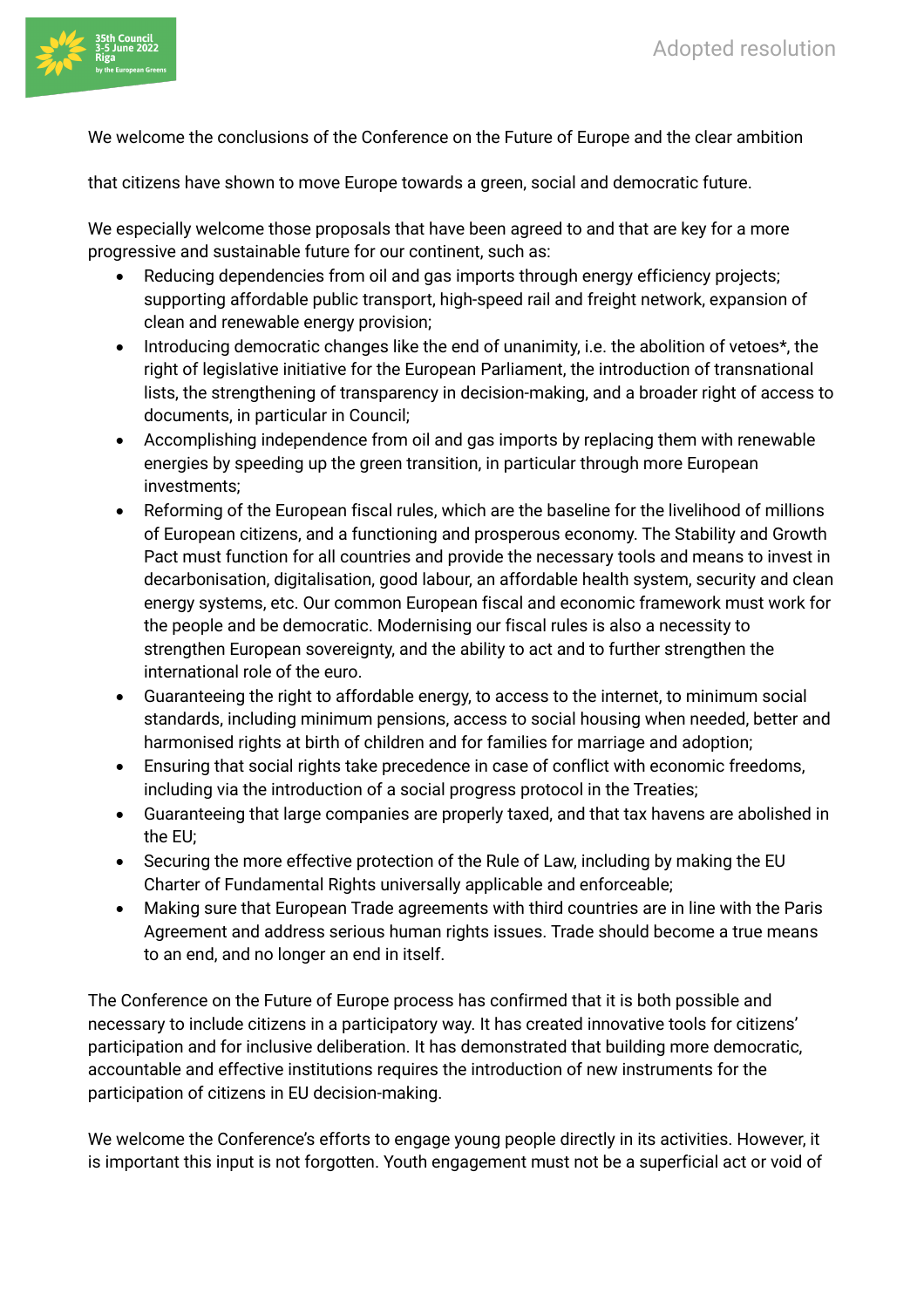We welcome the conclusions of the Conference on the Future of Europe and the clear ambition

that citizens have shown to move Europe towards a green, social and democratic future.

We especially welcome those proposals that have been agreed to and that are key for a more progressive and sustainable future for our continent, such as:

- Reducing dependencies from oil and gas imports through energy efficiency projects; supporting affordable public transport, high-speed rail and freight network, expansion of clean and renewable energy provision;
- Introducing democratic changes like the end of unanimity, i.e. the abolition of vetoes*, the right of legislative initiative for the European Parliament, the introduction of transnational lists, the strengthening of transparency in decision-making, and a broader right of access to documents, in particular in Council;
- Accomplishing independence from oil and gas imports by replacing them with renewable energies by speeding up the green transition, in particular through more European investments;
- Reforming of the European fiscal rules, which are the baseline for the livelihood of millions of European citizens, and a functioning and prosperous economy. The Stability and Growth Pact must function for all countries and provide the necessary tools and means to invest in decarbonisation, digitalisation, good labour, an affordable health system, security and clean energy systems, etc. Our common European fiscal and economic framework must work for the people and be democratic. Modernising our fiscal rules is also a necessity to strengthen European sovereignty, and the ability to act and to further strengthen the international role of the euro.
- Guaranteeing the right to affordable energy, to access to the internet, to minimum social standards, including minimum pensions, access to social housing when needed, better and harmonised rights at birth of children and for families for marriage and adoption;
- Ensuring that social rights take precedence in case of conflict with economic freedoms, including via the introduction of a social progress protocol in the Treaties;
- Guaranteeing that large companies are properly taxed, and that tax havens are abolished in the EU;
- Securing the more effective protection of the Rule of Law, including by making the EU Charter of Fundamental Rights universally applicable and enforceable;
- Making sure that European Trade agreements with third countries are in line with the Paris Agreement and address serious human rights issues. Trade should become a true means to an end, and no longer an end in itself.

The Conference on the Future of Europe process has confirmed that it is both possible and necessary to include citizens in a participatory way. It has created innovative tools for citizens' participation and for inclusive deliberation. It has demonstrated that building more democratic, accountable and effective institutions requires the introduction of new instruments for the participation of citizens in EU decision-making.

We welcome the Conference's efforts to engage young people directly in its activities. However, it is important this input is not forgotten. Youth engagement must not be a superficial act or void of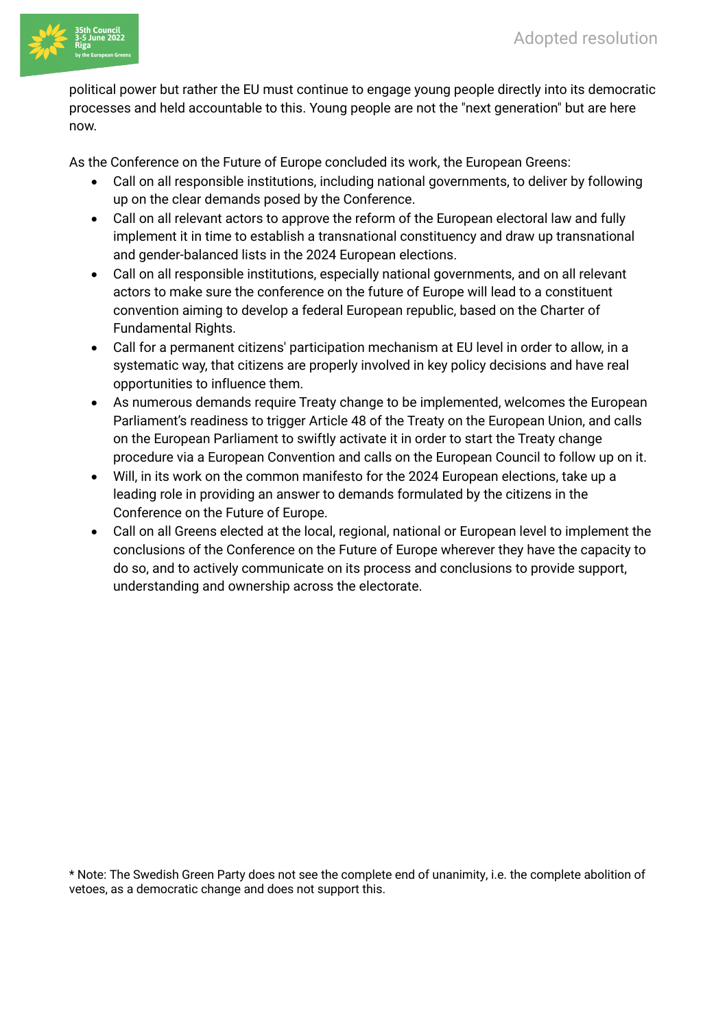political power but rather the EU must continue to engage young people directly into its democratic processes and held accountable to this. Young people are not the "next generation" but are here now.

As the Conference on the Future of Europe concluded its work, the European Greens:

- Call on all responsible institutions, including national governments, to deliver by following up on the clear demands posed by the Conference.
- Call on all relevant actors to approve the reform of the European electoral law and fully implement it in time to establish a transnational constituency and draw up transnational and gender-balanced lists in the 2024 European elections.
- Call on all responsible institutions, especially national governments, and on all relevant actors to make sure the conference on the future of Europe will lead to a constituent convention aiming to develop a federal European republic, based on the Charter of Fundamental Rights.
- Call for a permanent citizens' participation mechanism at EU level in order to allow, in a systematic way, that citizens are properly involved in key policy decisions and have real opportunities to influence them.
- As numerous demands require Treaty change to be implemented, welcomes the European Parliament's readiness to trigger Article 48 of the Treaty on the European Union, and calls on the European Parliament to swiftly activate it in order to start the Treaty change procedure via a European Convention and calls on the European Council to follow up on it.
- Will, in its work on the common manifesto for the 2024 European elections, take up a leading role in providing an answer to demands formulated by the citizens in the Conference on the Future of Europe.
- Call on all Greens elected at the local, regional, national or European level to implement the conclusions of the Conference on the Future of Europe wherever they have the capacity to do so, and to actively communicate on its process and conclusions to provide support, understanding and ownership across the electorate.

* Note: The Swedish Green Party does not see the complete end of unanimity, i.e. the complete abolition of vetoes, as a democratic change and does not support this.